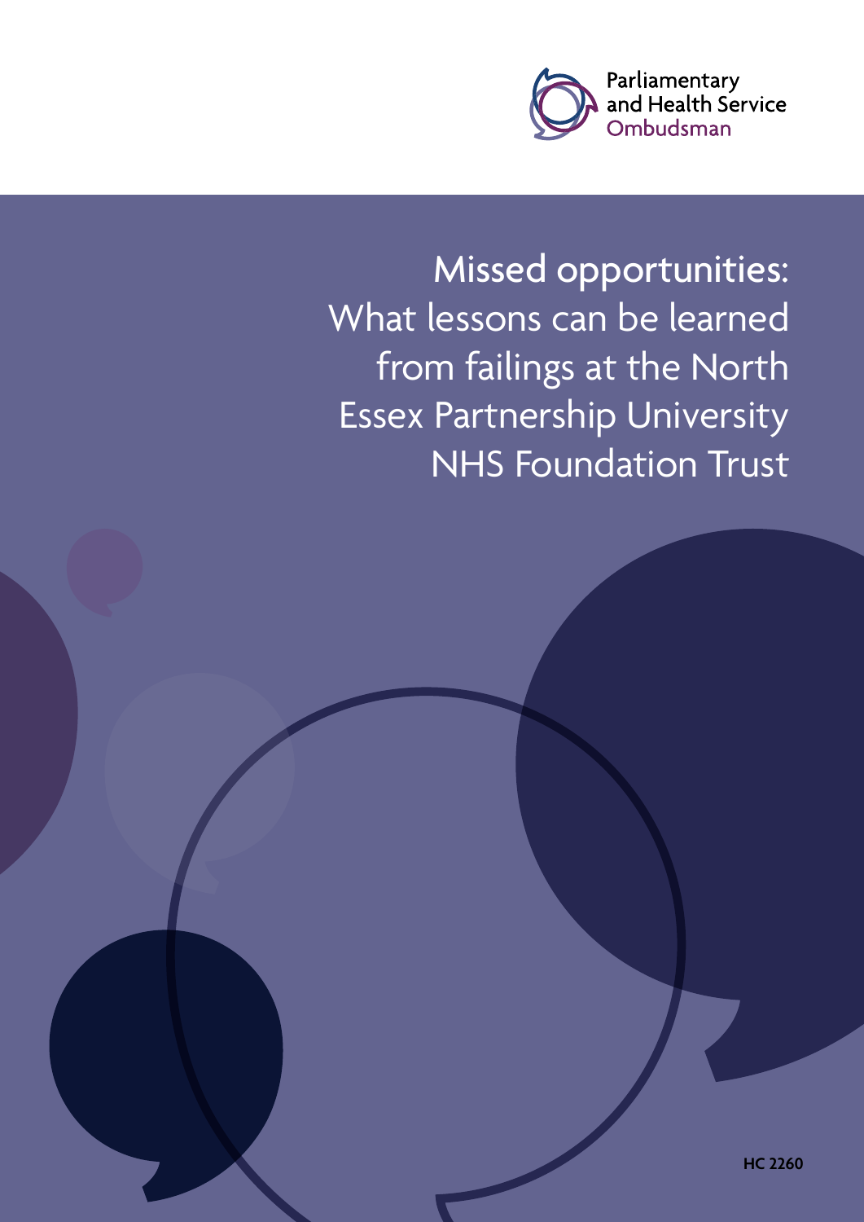Parliamentary and Health Service Ombudsman

# Missed opportunities: What lessons can be learned from failings at the North Essex Partnership University NHS Foundation Trust

**HC 2260**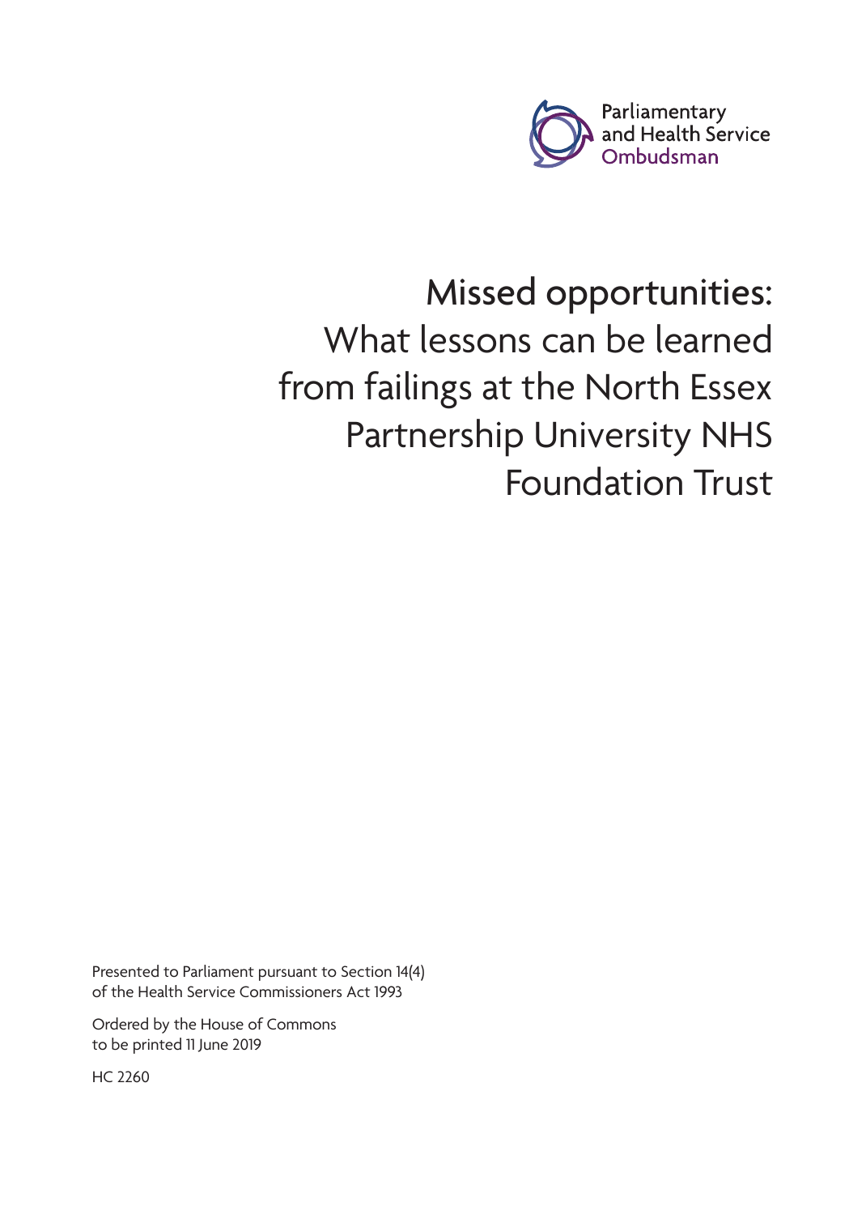Parliamentary and Health Service Ombudsman

# Missed opportunities: What lessons can be learned from failings at the North Essex Partnership University NHS Foundation Trust

Presented to Parliament pursuant to Section 14(4) of the Health Service Commissioners Act 1993

Ordered by the House of Commons to be printed 11 June 2019

HC 2260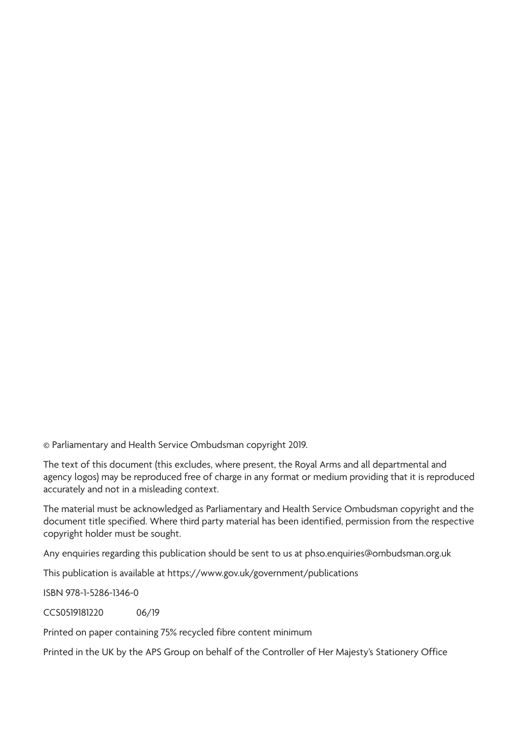© Parliamentary and Health Service Ombudsman copyright 2019.

The text of this document (this excludes, where present, the Royal Arms and all departmental and agency logos) may be reproduced free of charge in any format or medium providing that it is reproduced accurately and not in a misleading context.

The material must be acknowledged as Parliamentary and Health Service Ombudsman copyright and the document title specified. Where third party material has been identified, permission from the respective copyright holder must be sought.

Any enquiries regarding this publication should be sent to us at phso.enquiries@ombudsman.org.uk

This publication is available at https://www.gov.uk/government/publications

ISBN 978-1-5286-1346-0

CCS0519181220 06/19

Printed on paper containing 75% recycled fibre content minimum

Printed in the UK by the APS Group on behalf of the Controller of Her Majesty's Stationery Office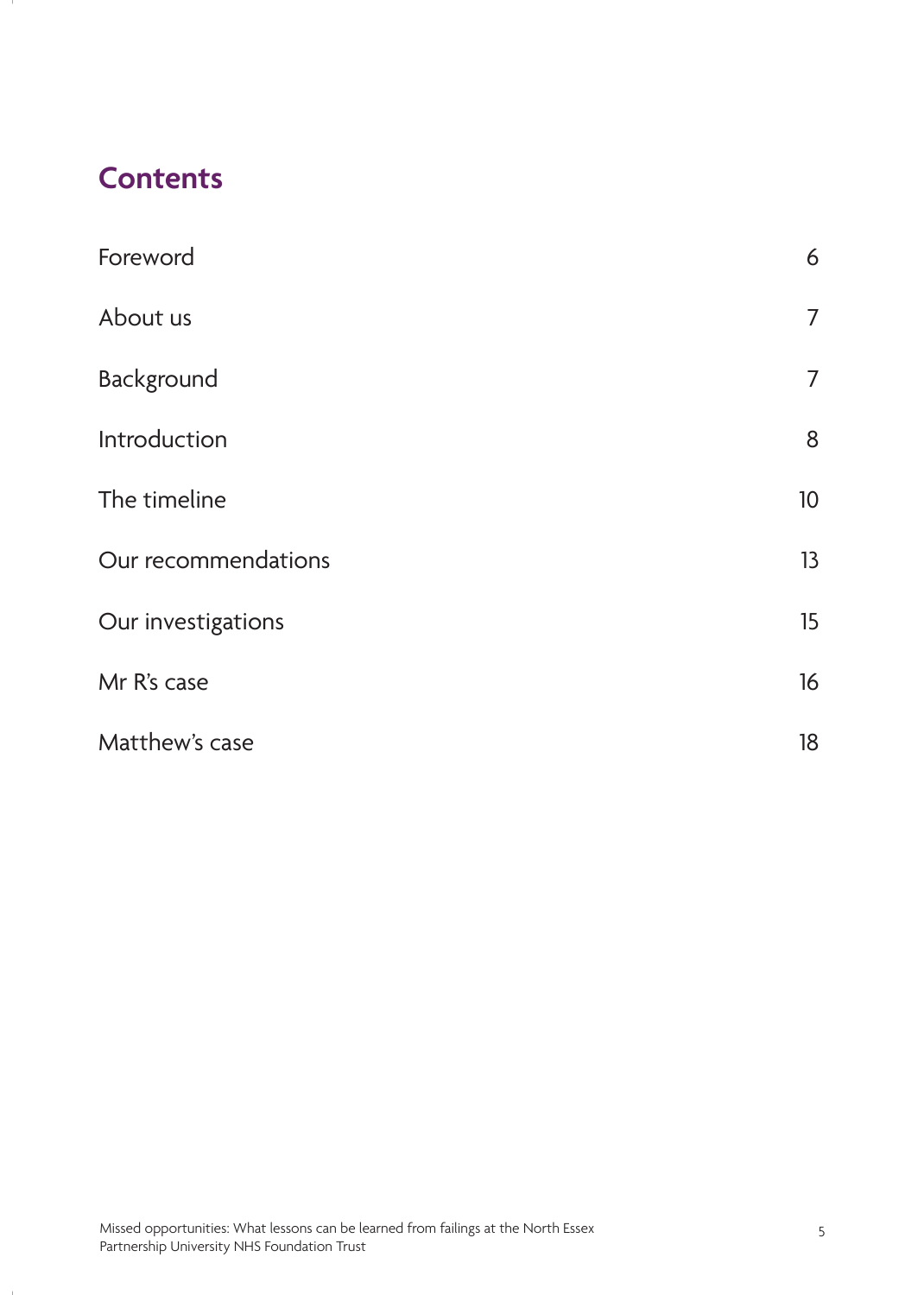## Contents

| | |
|---|---|
| Foreword | 6 |
| About us | 7 |
| Background | 7 |
| Introduction | 8 |
| The timeline | 10 |
| Our recommendations | 13 |
| Our investigations | 15 |
| Mr R's case | 16 |
| Matthew's case | 18 |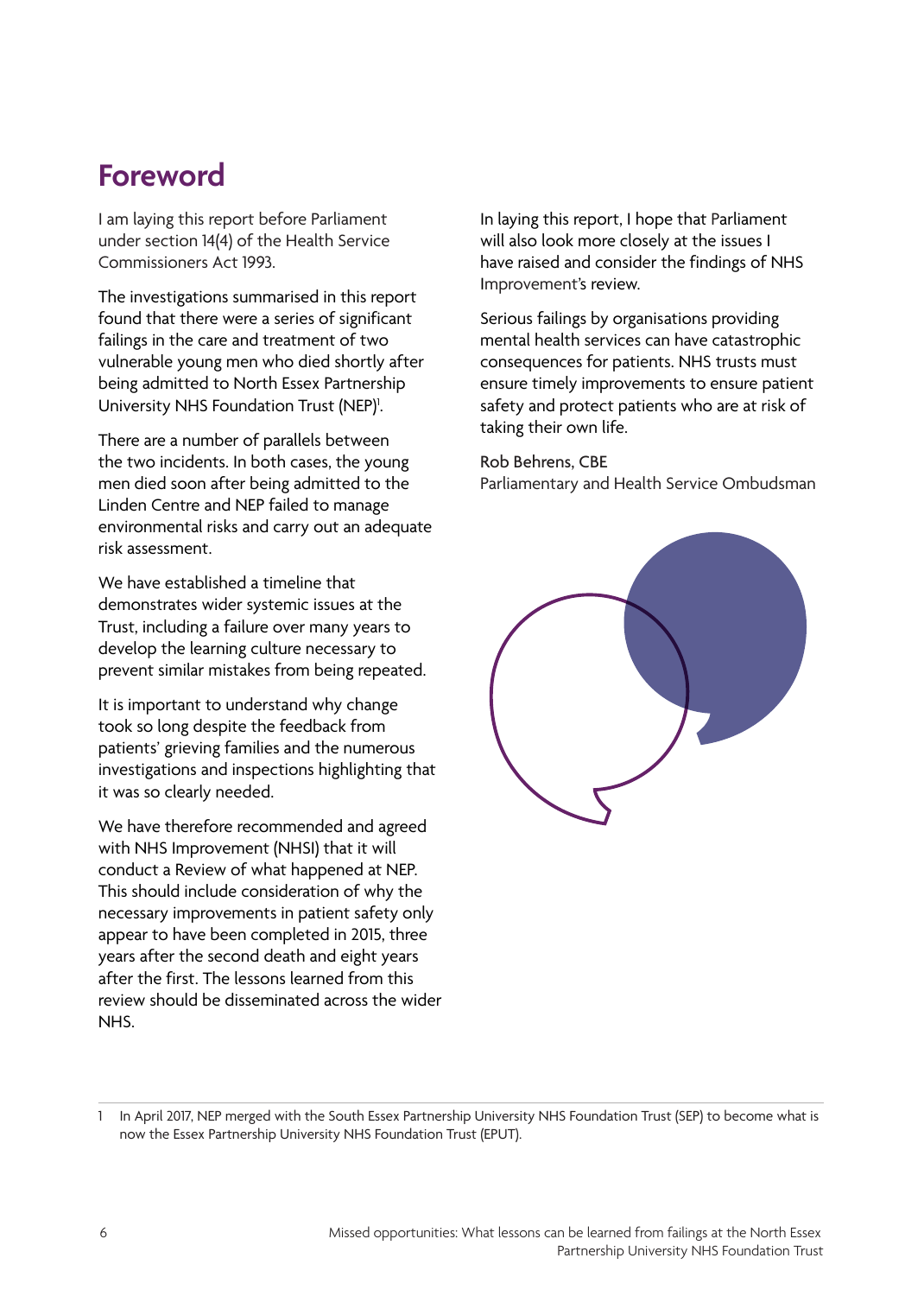# Foreword

I am laying this report before Parliament under section 14(4) of the Health Service Commissioners Act 1993.

The investigations summarised in this report found that there were a series of significant failings in the care and treatment of two vulnerable young men who died shortly after being admitted to North Essex Partnership University NHS Foundation Trust (NEP)[1].

There are a number of parallels between the two incidents. In both cases, the young men died soon after being admitted to the Linden Centre and NEP failed to manage environmental risks and carry out an adequate risk assessment.

We have established a timeline that demonstrates wider systemic issues at the Trust, including a failure over many years to develop the learning culture necessary to prevent similar mistakes from being repeated.

It is important to understand why change took so long despite the feedback from patients' grieving families and the numerous investigations and inspections highlighting that it was so clearly needed.

We have therefore recommended and agreed with NHS Improvement (NHSI) that it will conduct a Review of what happened at NEP. This should include consideration of why the necessary improvements in patient safety only appear to have been completed in 2015, three years after the second death and eight years after the first. The lessons learned from this review should be disseminated across the wider NHS.

In laying this report, I hope that Parliament will also look more closely at the issues I have raised and consider the findings of NHS Improvement's review.

Serious failings by organisations providing mental health services can have catastrophic consequences for patients. NHS trusts must ensure timely improvements to ensure patient safety and protect patients who are at risk of taking their own life.

Rob Behrens, CBE
Parliamentary and Health Service Ombudsman

1 In April 2017, NEP merged with the South Essex Partnership University NHS Foundation Trust (SEP) to become what is now the Essex Partnership University NHS Foundation Trust (EPUT).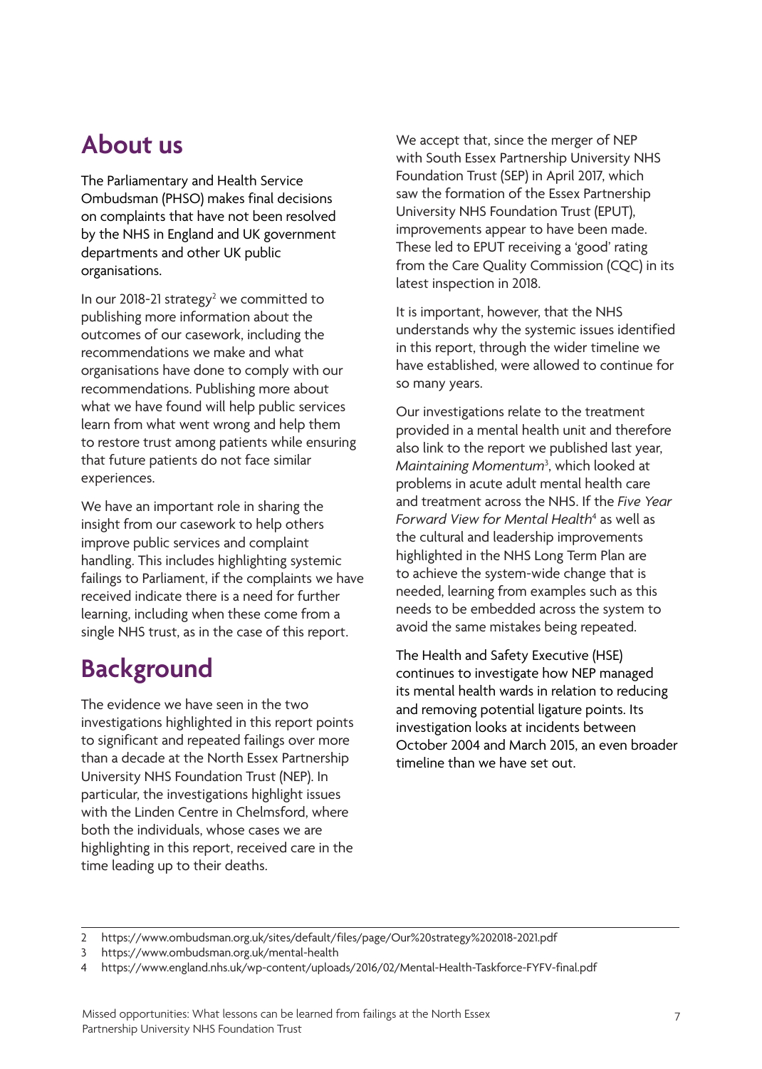## About us

The Parliamentary and Health Service Ombudsman (PHSO) makes final decisions on complaints that have not been resolved by the NHS in England and UK government departments and other UK public organisations.

In our 2018-21 strategy[2] we committed to publishing more information about the outcomes of our casework, including the recommendations we make and what organisations have done to comply with our recommendations. Publishing more about what we have found will help public services learn from what went wrong and help them to restore trust among patients while ensuring that future patients do not face similar experiences.

We have an important role in sharing the insight from our casework to help others improve public services and complaint handling. This includes highlighting systemic failings to Parliament, if the complaints we have received indicate there is a need for further learning, including when these come from a single NHS trust, as in the case of this report.

## Background

The evidence we have seen in the two investigations highlighted in this report points to significant and repeated failings over more than a decade at the North Essex Partnership University NHS Foundation Trust (NEP). In particular, the investigations highlight issues with the Linden Centre in Chelmsford, where both the individuals, whose cases we are highlighting in this report, received care in the time leading up to their deaths.

We accept that, since the merger of NEP with South Essex Partnership University NHS Foundation Trust (SEP) in April 2017, which saw the formation of the Essex Partnership University NHS Foundation Trust (EPUT), improvements appear to have been made. These led to EPUT receiving a 'good' rating from the Care Quality Commission (CQC) in its latest inspection in 2018.

It is important, however, that the NHS understands why the systemic issues identified in this report, through the wider timeline we have established, were allowed to continue for so many years.

Our investigations relate to the treatment provided in a mental health unit and therefore also link to the report we published last year, *Maintaining Momentum*[3], which looked at problems in acute adult mental health care and treatment across the NHS. If the *Five Year Forward View for Mental Health*[4] as well as the cultural and leadership improvements highlighted in the NHS Long Term Plan are to achieve the system-wide change that is needed, learning from examples such as this needs to be embedded across the system to avoid the same mistakes being repeated.

The Health and Safety Executive (HSE) continues to investigate how NEP managed its mental health wards in relation to reducing and removing potential ligature points. Its investigation looks at incidents between October 2004 and March 2015, an even broader timeline than we have set out.

---

2 https://www.ombudsman.org.uk/sites/default/files/page/Our%20strategy%202018-2021.pdf

3 https://www.ombudsman.org.uk/mental-health

4 https://www.england.nhs.uk/wp-content/uploads/2016/02/Mental-Health-Taskforce-FYFV-final.pdf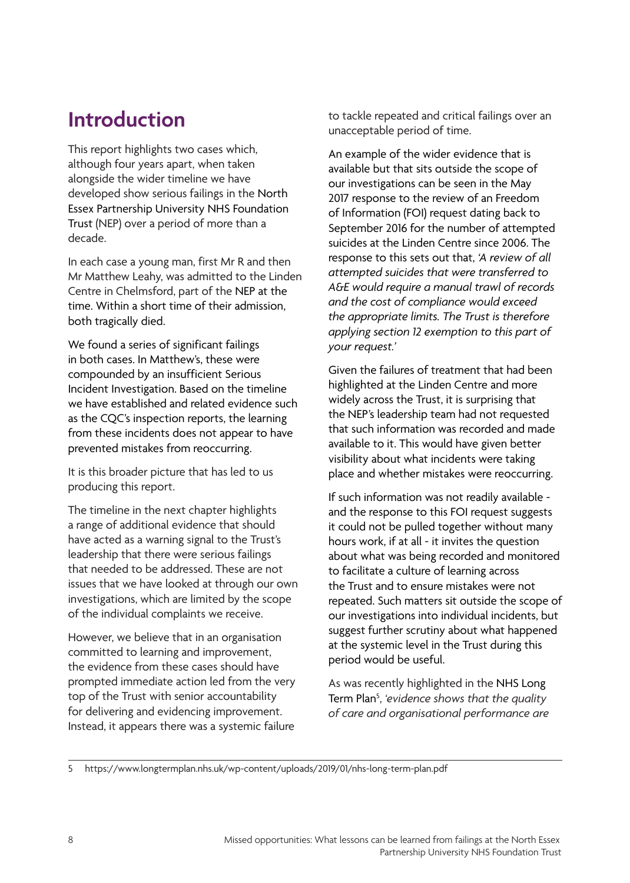# Introduction

This report highlights two cases which, although four years apart, when taken alongside the wider timeline we have developed show serious failings in the North Essex Partnership University NHS Foundation Trust (NEP) over a period of more than a decade.

In each case a young man, first Mr R and then Mr Matthew Leahy, was admitted to the Linden Centre in Chelmsford, part of the NEP at the time. Within a short time of their admission, both tragically died.

We found a series of significant failings in both cases. In Matthew's, these were compounded by an insufficient Serious Incident Investigation. Based on the timeline we have established and related evidence such as the CQC's inspection reports, the learning from these incidents does not appear to have prevented mistakes from reoccurring.

It is this broader picture that has led to us producing this report.

The timeline in the next chapter highlights a range of additional evidence that should have acted as a warning signal to the Trust's leadership that there were serious failings that needed to be addressed. These are not issues that we have looked at through our own investigations, which are limited by the scope of the individual complaints we receive.

However, we believe that in an organisation committed to learning and improvement, the evidence from these cases should have prompted immediate action led from the very top of the Trust with senior accountability for delivering and evidencing improvement. Instead, it appears there was a systemic failure to tackle repeated and critical failings over an unacceptable period of time.

An example of the wider evidence that is available but that sits outside the scope of our investigations can be seen in the May 2017 response to the review of an Freedom of Information (FOI) request dating back to September 2016 for the number of attempted suicides at the Linden Centre since 2006. The response to this sets out that, *'A review of all attempted suicides that were transferred to A&E would require a manual trawl of records and the cost of compliance would exceed the appropriate limits. The Trust is therefore applying section 12 exemption to this part of your request.'*

Given the failures of treatment that had been highlighted at the Linden Centre and more widely across the Trust, it is surprising that the NEP's leadership team had not requested that such information was recorded and made available to it. This would have given better visibility about what incidents were taking place and whether mistakes were reoccurring.

If such information was not readily available - and the response to this FOI request suggests it could not be pulled together without many hours work, if at all - it invites the question about what was being recorded and monitored to facilitate a culture of learning across the Trust and to ensure mistakes were not repeated. Such matters sit outside the scope of our investigations into individual incidents, but suggest further scrutiny about what happened at the systemic level in the Trust during this period would be useful.

As was recently highlighted in the NHS Long Term Plan[5], *'evidence shows that the quality of care and organisational performance are*

5 https://www.longtermplan.nhs.uk/wp-content/uploads/2019/01/nhs-long-term-plan.pdf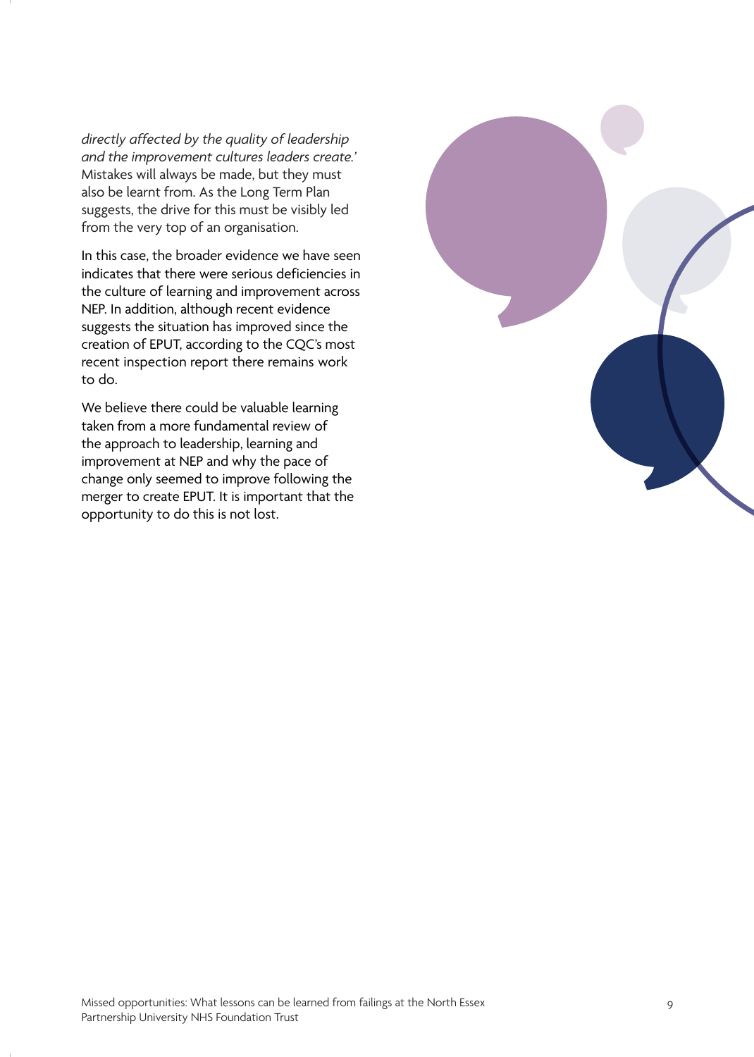*directly affected by the quality of leadership and the improvement cultures leaders create.'* Mistakes will always be made, but they must also be learnt from. As the Long Term Plan suggests, the drive for this must be visibly led from the very top of an organisation.

In this case, the broader evidence we have seen indicates that there were serious deficiencies in the culture of learning and improvement across NEP. In addition, although recent evidence suggests the situation has improved since the creation of EPUT, according to the CQC's most recent inspection report there remains work to do.

We believe there could be valuable learning taken from a more fundamental review of the approach to leadership, learning and improvement at NEP and why the pace of change only seemed to improve following the merger to create EPUT. It is important that the opportunity to do this is not lost.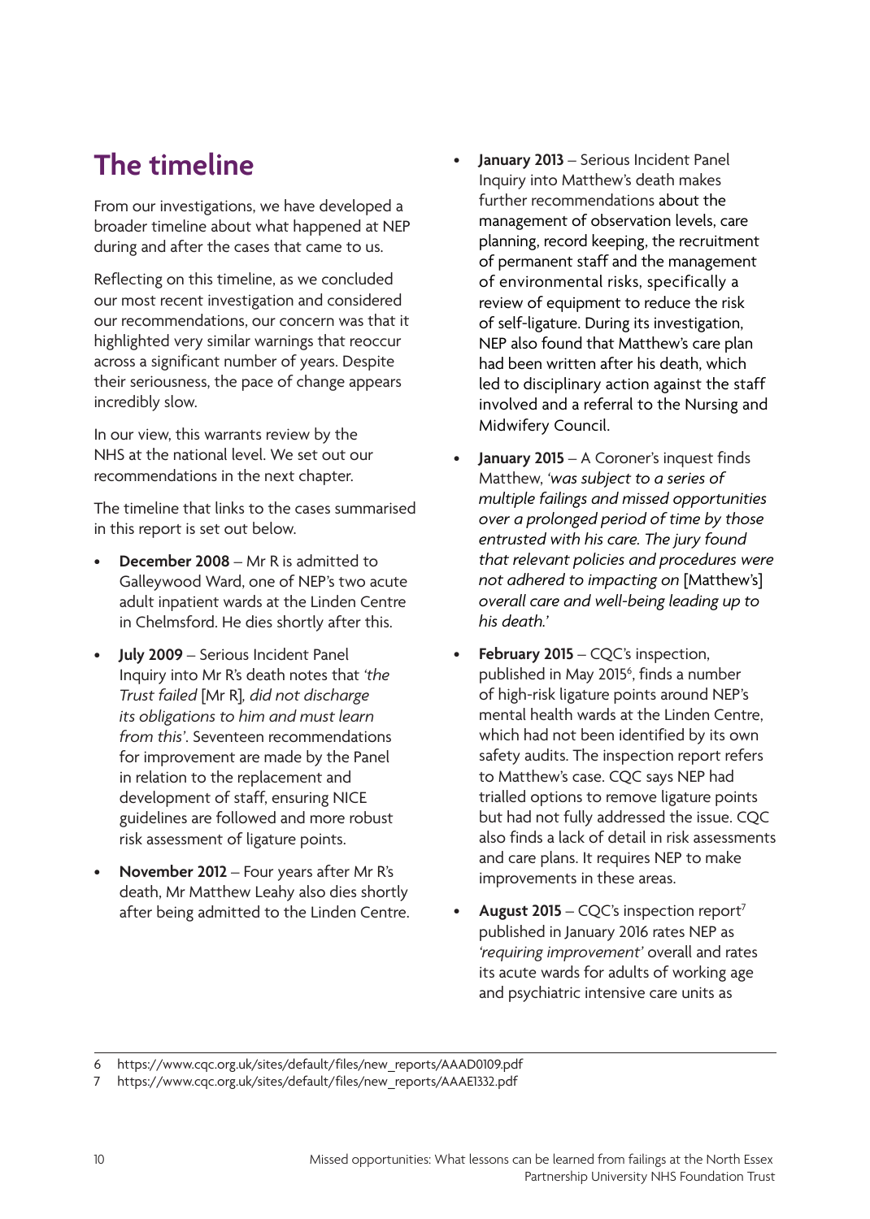## The timeline

From our investigations, we have developed a broader timeline about what happened at NEP during and after the cases that came to us.

Reflecting on this timeline, as we concluded our most recent investigation and considered our recommendations, our concern was that it highlighted very similar warnings that reoccur across a significant number of years. Despite their seriousness, the pace of change appears incredibly slow.

In our view, this warrants review by the NHS at the national level. We set out our recommendations in the next chapter.

The timeline that links to the cases summarised in this report is set out below.

- **December 2008** – Mr R is admitted to Galleywood Ward, one of NEP's two acute adult inpatient wards at the Linden Centre in Chelmsford. He dies shortly after this.
- **July 2009** – Serious Incident Panel Inquiry into Mr R's death notes that *'the Trust failed* [Mr R]*, did not discharge its obligations to him and must learn from this'*. Seventeen recommendations for improvement are made by the Panel in relation to the replacement and development of staff, ensuring NICE guidelines are followed and more robust risk assessment of ligature points.
- **November 2012** – Four years after Mr R's death, Mr Matthew Leahy also dies shortly after being admitted to the Linden Centre.
- **January 2013** – Serious Incident Panel Inquiry into Matthew's death makes further recommendations about the management of observation levels, care planning, record keeping, the recruitment of permanent staff and the management of environmental risks, specifically a review of equipment to reduce the risk of self-ligature. During its investigation, NEP also found that Matthew's care plan had been written after his death, which led to disciplinary action against the staff involved and a referral to the Nursing and Midwifery Council.
- **January 2015** – A Coroner's inquest finds Matthew, *'was subject to a series of multiple failings and missed opportunities over a prolonged period of time by those entrusted with his care. The jury found that relevant policies and procedures were not adhered to impacting on* [Matthew's] *overall care and well-being leading up to his death.'*
- **February 2015** – CQC's inspection, published in May 2015[6], finds a number of high-risk ligature points around NEP's mental health wards at the Linden Centre, which had not been identified by its own safety audits. The inspection report refers to Matthew's case. CQC says NEP had trialled options to remove ligature points but had not fully addressed the issue. CQC also finds a lack of detail in risk assessments and care plans. It requires NEP to make improvements in these areas.
- **August 2015** – CQC's inspection report[7] published in January 2016 rates NEP as *'requiring improvement'* overall and rates its acute wards for adults of working age and psychiatric intensive care units as

6 https://www.cqc.org.uk/sites/default/files/new_reports/AAAD0109.pdf

7 https://www.cqc.org.uk/sites/default/files/new_reports/AAAE1332.pdf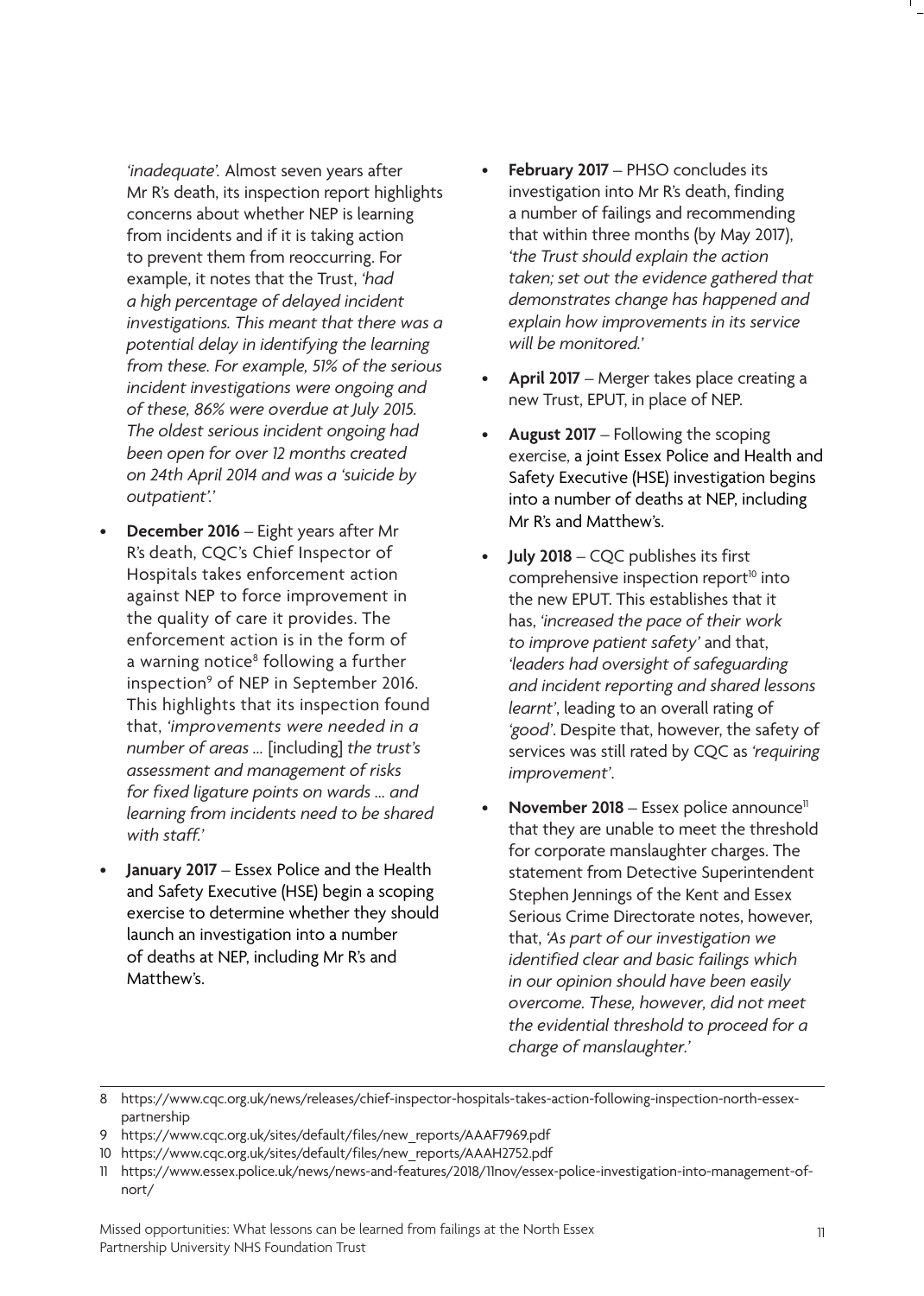*'inadequate'.* Almost seven years after Mr R's death, its inspection report highlights concerns about whether NEP is learning from incidents and if it is taking action to prevent them from reoccurring. For example, it notes that the Trust, *'had a high percentage of delayed incident investigations. This meant that there was a potential delay in identifying the learning from these. For example, 51% of the serious incident investigations were ongoing and of these, 86% were overdue at July 2015. The oldest serious incident ongoing had been open for over 12 months created on 24th April 2014 and was a 'suicide by outpatient'.'*

- **December 2016** – Eight years after Mr R's death, CQC's Chief Inspector of Hospitals takes enforcement action against NEP to force improvement in the quality of care it provides. The enforcement action is in the form of a warning notice[8] following a further inspection[9] of NEP in September 2016. This highlights that its inspection found that, *'improvements were needed in a number of areas ...* [including] *the trust's assessment and management of risks for fixed ligature points on wards ... and learning from incidents need to be shared with staff.'*
- **January 2017** – Essex Police and the Health and Safety Executive (HSE) begin a scoping exercise to determine whether they should launch an investigation into a number of deaths at NEP, including Mr R's and Matthew's.
- **February 2017** – PHSO concludes its investigation into Mr R's death, finding a number of failings and recommending that within three months (by May 2017), *'the Trust should explain the action taken; set out the evidence gathered that demonstrates change has happened and explain how improvements in its service will be monitored.'*
- **April 2017** – Merger takes place creating a new Trust, EPUT, in place of NEP.
- **August 2017** – Following the scoping exercise, a joint Essex Police and Health and Safety Executive (HSE) investigation begins into a number of deaths at NEP, including Mr R's and Matthew's.
- **July 2018** – CQC publishes its first comprehensive inspection report[10] into the new EPUT. This establishes that it has, *'increased the pace of their work to improve patient safety'* and that, *'leaders had oversight of safeguarding and incident reporting and shared lessons learnt'*, leading to an overall rating of *'good'*. Despite that, however, the safety of services was still rated by CQC as *'requiring improvement'*.
- **November 2018** – Essex police announce[11] that they are unable to meet the threshold for corporate manslaughter charges. The statement from Detective Superintendent Stephen Jennings of the Kent and Essex Serious Crime Directorate notes, however, that, *'As part of our investigation we identified clear and basic failings which in our opinion should have been easily overcome. These, however, did not meet the evidential threshold to proceed for a charge of manslaughter.'*

---

8 https://www.cqc.org.uk/news/releases/chief-inspector-hospitals-takes-action-following-inspection-north-essex-partnership

9 https://www.cqc.org.uk/sites/default/files/new_reports/AAAF7969.pdf

10 https://www.cqc.org.uk/sites/default/files/new_reports/AAAH2752.pdf

11 https://www.essex.police.uk/news/news-and-features/2018/11nov/essex-police-investigation-into-management-of-nort/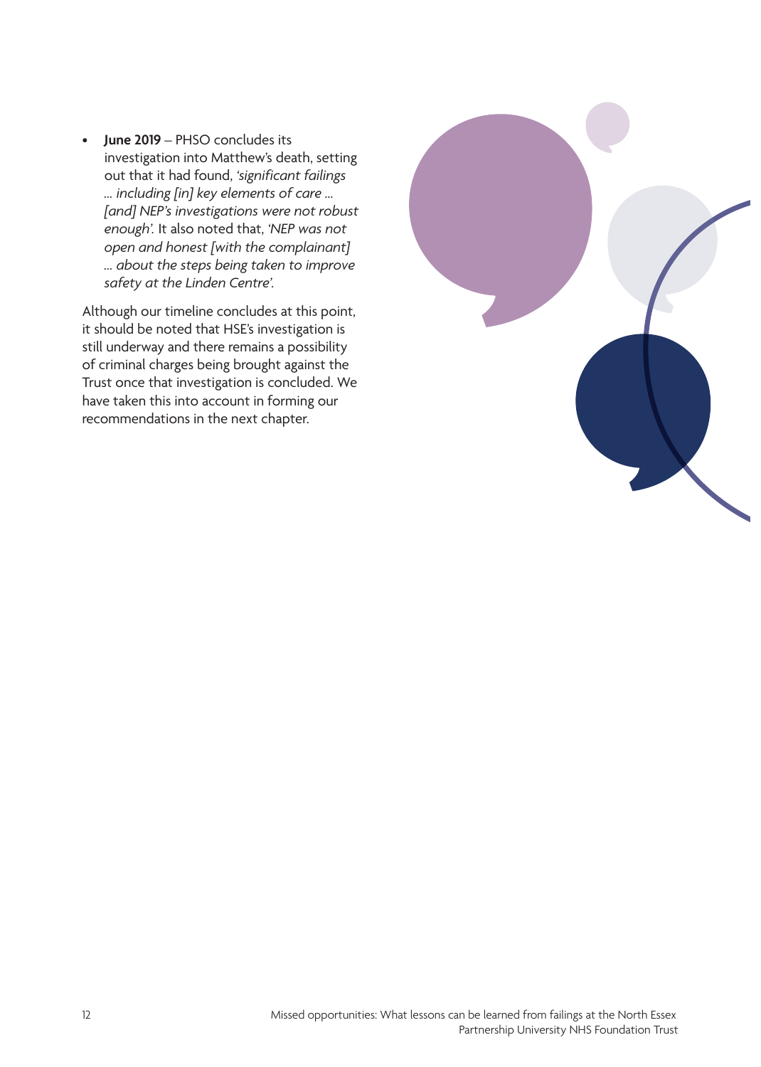- **June 2019** – PHSO concludes its investigation into Matthew's death, setting out that it had found, *'significant failings … including [in] key elements of care … [and] NEP's investigations were not robust enough'.* It also noted that, *'NEP was not open and honest [with the complainant] … about the steps being taken to improve safety at the Linden Centre'.*

Although our timeline concludes at this point, it should be noted that HSE's investigation is still underway and there remains a possibility of criminal charges being brought against the Trust once that investigation is concluded. We have taken this into account in forming our recommendations in the next chapter.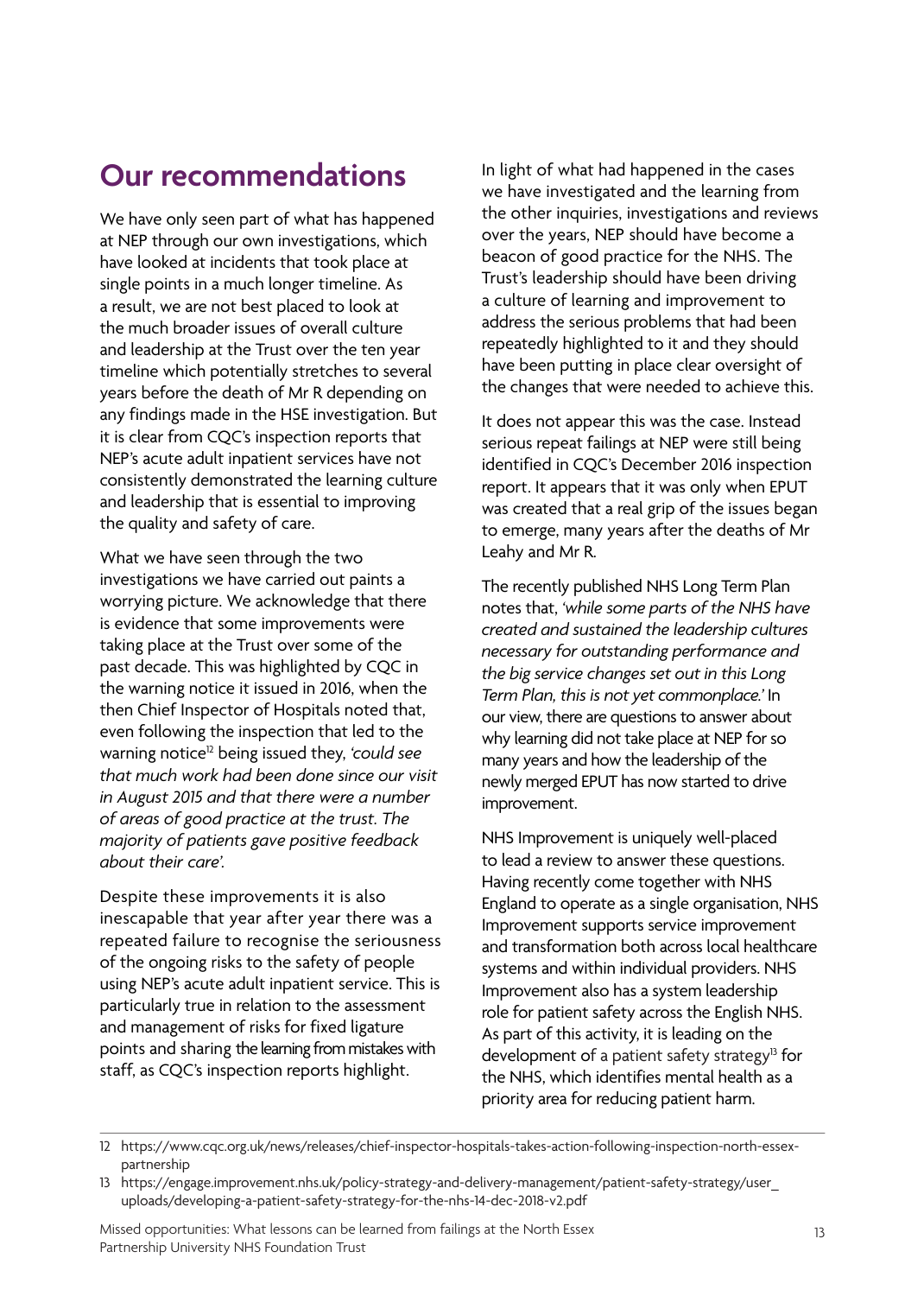## Our recommendations

We have only seen part of what has happened at NEP through our own investigations, which have looked at incidents that took place at single points in a much longer timeline. As a result, we are not best placed to look at the much broader issues of overall culture and leadership at the Trust over the ten year timeline which potentially stretches to several years before the death of Mr R depending on any findings made in the HSE investigation. But it is clear from CQC's inspection reports that NEP's acute adult inpatient services have not consistently demonstrated the learning culture and leadership that is essential to improving the quality and safety of care.

What we have seen through the two investigations we have carried out paints a worrying picture. We acknowledge that there is evidence that some improvements were taking place at the Trust over some of the past decade. This was highlighted by CQC in the warning notice it issued in 2016, when the then Chief Inspector of Hospitals noted that, even following the inspection that led to the warning notice[12] being issued they, *'could see that much work had been done since our visit in August 2015 and that there were a number of areas of good practice at the trust. The majority of patients gave positive feedback about their care'.*

Despite these improvements it is also inescapable that year after year there was a repeated failure to recognise the seriousness of the ongoing risks to the safety of people using NEP's acute adult inpatient service. This is particularly true in relation to the assessment and management of risks for fixed ligature points and sharing the learning from mistakes with staff, as CQC's inspection reports highlight.

In light of what had happened in the cases we have investigated and the learning from the other inquiries, investigations and reviews over the years, NEP should have become a beacon of good practice for the NHS. The Trust's leadership should have been driving a culture of learning and improvement to address the serious problems that had been repeatedly highlighted to it and they should have been putting in place clear oversight of the changes that were needed to achieve this.

It does not appear this was the case. Instead serious repeat failings at NEP were still being identified in CQC's December 2016 inspection report. It appears that it was only when EPUT was created that a real grip of the issues began to emerge, many years after the deaths of Mr Leahy and Mr R.

The recently published NHS Long Term Plan notes that, *'while some parts of the NHS have created and sustained the leadership cultures necessary for outstanding performance and the big service changes set out in this Long Term Plan, this is not yet commonplace.'* In our view, there are questions to answer about why learning did not take place at NEP for so many years and how the leadership of the newly merged EPUT has now started to drive improvement.

NHS Improvement is uniquely well-placed to lead a review to answer these questions. Having recently come together with NHS England to operate as a single organisation, NHS Improvement supports service improvement and transformation both across local healthcare systems and within individual providers. NHS Improvement also has a system leadership role for patient safety across the English NHS. As part of this activity, it is leading on the development of a patient safety strategy[13] for the NHS, which identifies mental health as a priority area for reducing patient harm.

---

12 https://www.cqc.org.uk/news/releases/chief-inspector-hospitals-takes-action-following-inspection-north-essex-partnership

13 https://engage.improvement.nhs.uk/policy-strategy-and-delivery-management/patient-safety-strategy/user_uploads/developing-a-patient-safety-strategy-for-the-nhs-14-dec-2018-v2.pdf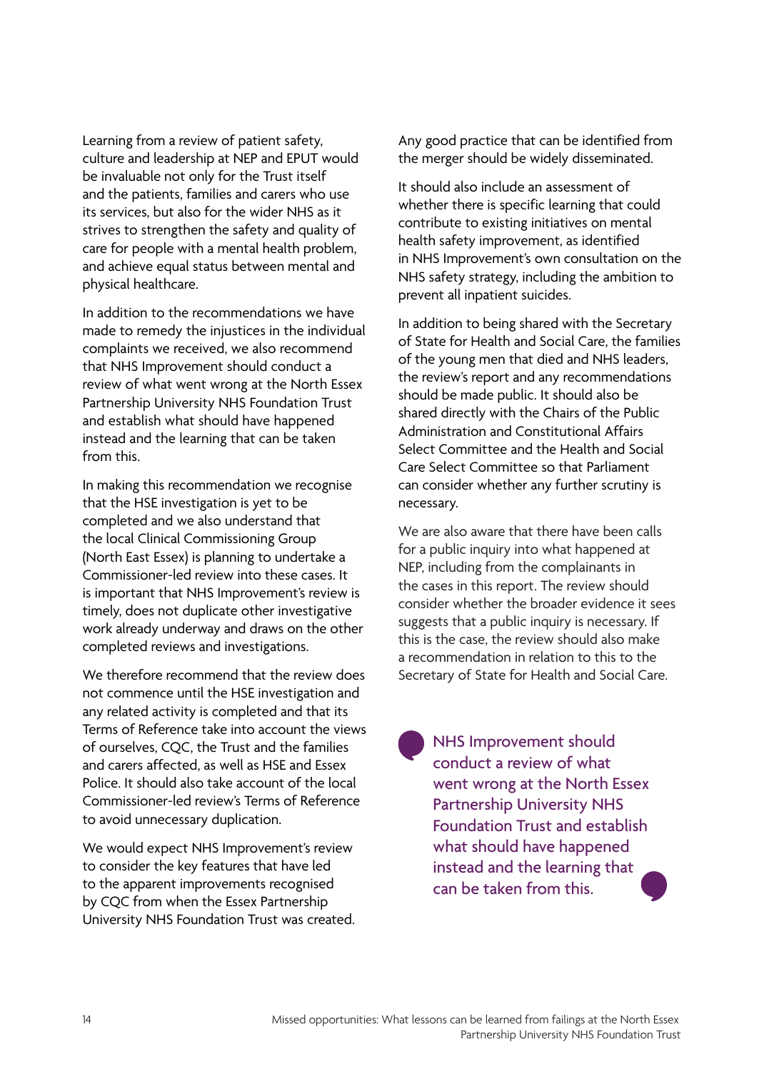Learning from a review of patient safety, culture and leadership at NEP and EPUT would be invaluable not only for the Trust itself and the patients, families and carers who use its services, but also for the wider NHS as it strives to strengthen the safety and quality of care for people with a mental health problem, and achieve equal status between mental and physical healthcare.

In addition to the recommendations we have made to remedy the injustices in the individual complaints we received, we also recommend that NHS Improvement should conduct a review of what went wrong at the North Essex Partnership University NHS Foundation Trust and establish what should have happened instead and the learning that can be taken from this.

In making this recommendation we recognise that the HSE investigation is yet to be completed and we also understand that the local Clinical Commissioning Group (North East Essex) is planning to undertake a Commissioner-led review into these cases. It is important that NHS Improvement's review is timely, does not duplicate other investigative work already underway and draws on the other completed reviews and investigations.

We therefore recommend that the review does not commence until the HSE investigation and any related activity is completed and that its Terms of Reference take into account the views of ourselves, CQC, the Trust and the families and carers affected, as well as HSE and Essex Police. It should also take account of the local Commissioner-led review's Terms of Reference to avoid unnecessary duplication.

We would expect NHS Improvement's review to consider the key features that have led to the apparent improvements recognised by CQC from when the Essex Partnership University NHS Foundation Trust was created. Any good practice that can be identified from the merger should be widely disseminated.

It should also include an assessment of whether there is specific learning that could contribute to existing initiatives on mental health safety improvement, as identified in NHS Improvement's own consultation on the NHS safety strategy, including the ambition to prevent all inpatient suicides.

In addition to being shared with the Secretary of State for Health and Social Care, the families of the young men that died and NHS leaders, the review's report and any recommendations should be made public. It should also be shared directly with the Chairs of the Public Administration and Constitutional Affairs Select Committee and the Health and Social Care Select Committee so that Parliament can consider whether any further scrutiny is necessary.

We are also aware that there have been calls for a public inquiry into what happened at NEP, including from the complainants in the cases in this report. The review should consider whether the broader evidence it sees suggests that a public inquiry is necessary. If this is the case, the review should also make a recommendation in relation to this to the Secretary of State for Health and Social Care.

> NHS Improvement should conduct a review of what went wrong at the North Essex Partnership University NHS Foundation Trust and establish what should have happened instead and the learning that can be taken from this.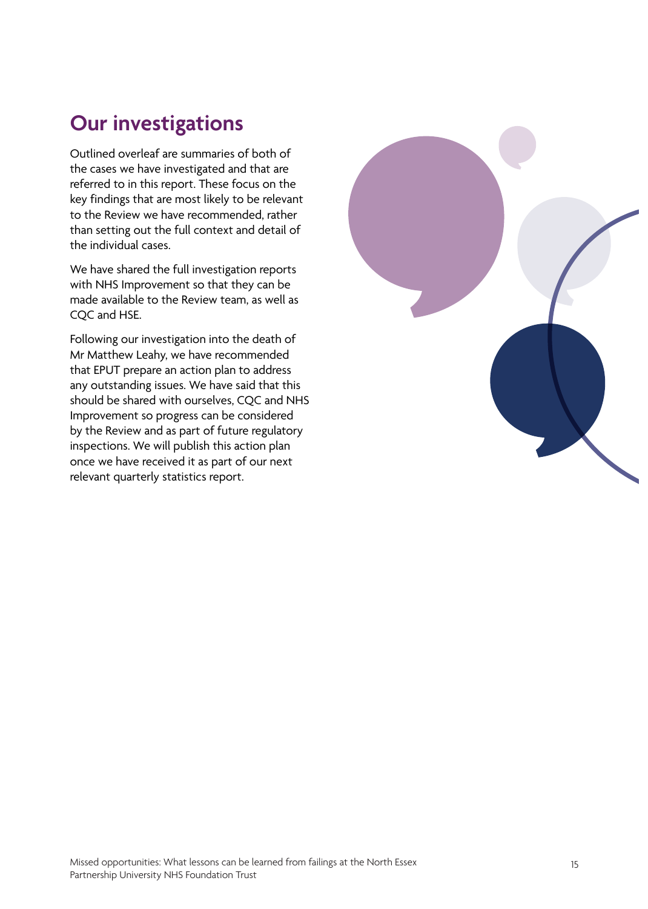## Our investigations

Outlined overleaf are summaries of both of the cases we have investigated and that are referred to in this report. These focus on the key findings that are most likely to be relevant to the Review we have recommended, rather than setting out the full context and detail of the individual cases.

We have shared the full investigation reports with NHS Improvement so that they can be made available to the Review team, as well as CQC and HSE.

Following our investigation into the death of Mr Matthew Leahy, we have recommended that EPUT prepare an action plan to address any outstanding issues. We have said that this should be shared with ourselves, CQC and NHS Improvement so progress can be considered by the Review and as part of future regulatory inspections. We will publish this action plan once we have received it as part of our next relevant quarterly statistics report.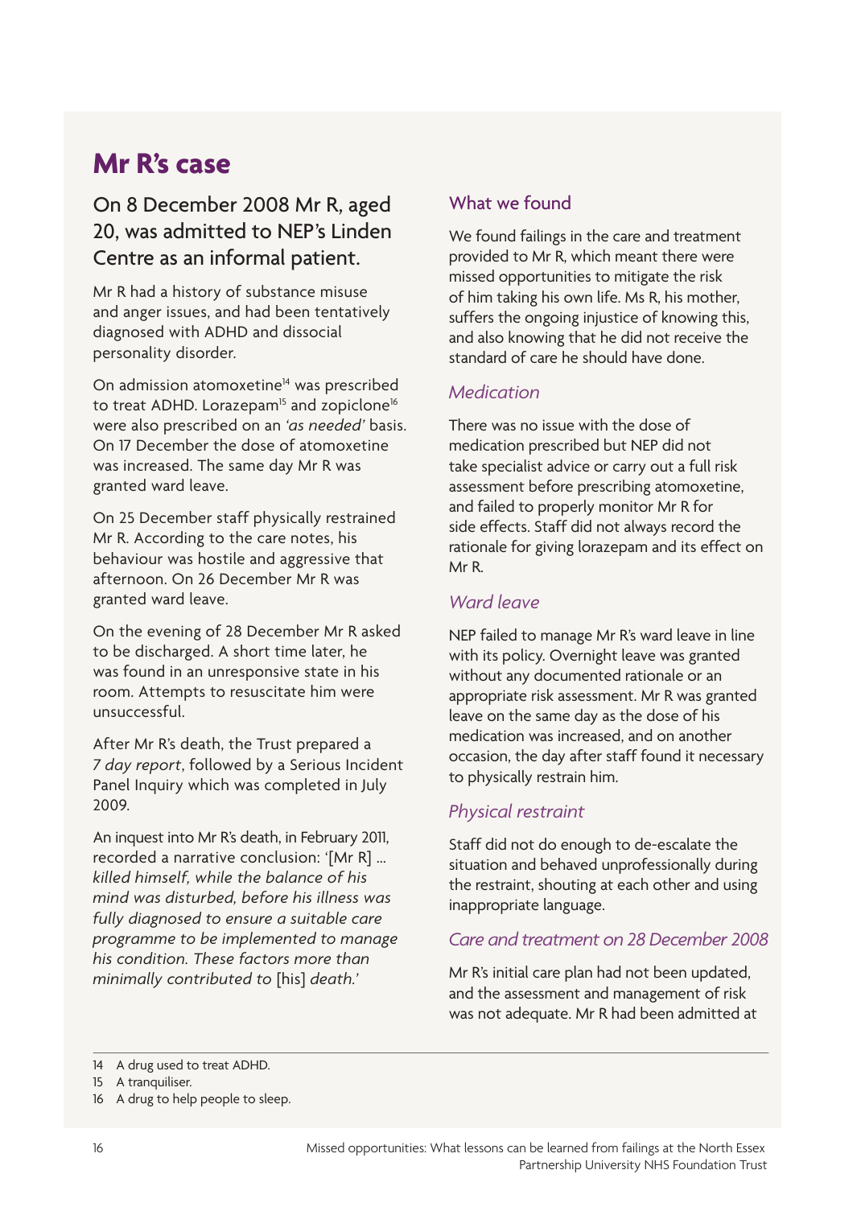## Mr R's case

### On 8 December 2008 Mr R, aged 20, was admitted to NEP's Linden Centre as an informal patient.

Mr R had a history of substance misuse and anger issues, and had been tentatively diagnosed with ADHD and dissocial personality disorder.

On admission atomoxetine[14] was prescribed to treat ADHD. Lorazepam[15] and zopiclone[16] were also prescribed on an *'as needed'* basis. On 17 December the dose of atomoxetine was increased. The same day Mr R was granted ward leave.

On 25 December staff physically restrained Mr R. According to the care notes, his behaviour was hostile and aggressive that afternoon. On 26 December Mr R was granted ward leave.

On the evening of 28 December Mr R asked to be discharged. A short time later, he was found in an unresponsive state in his room. Attempts to resuscitate him were unsuccessful.

After Mr R's death, the Trust prepared a *7 day report*, followed by a Serious Incident Panel Inquiry which was completed in July 2009.

An inquest into Mr R's death, in February 2011, recorded a narrative conclusion: '[Mr R] ... *killed himself, while the balance of his mind was disturbed, before his illness was fully diagnosed to ensure a suitable care programme to be implemented to manage his condition. These factors more than minimally contributed to* [his] *death.*'

### What we found

We found failings in the care and treatment provided to Mr R, which meant there were missed opportunities to mitigate the risk of him taking his own life. Ms R, his mother, suffers the ongoing injustice of knowing this, and also knowing that he did not receive the standard of care he should have done.

#### *Medication*

There was no issue with the dose of medication prescribed but NEP did not take specialist advice or carry out a full risk assessment before prescribing atomoxetine, and failed to properly monitor Mr R for side effects. Staff did not always record the rationale for giving lorazepam and its effect on Mr R.

#### *Ward leave*

NEP failed to manage Mr R's ward leave in line with its policy. Overnight leave was granted without any documented rationale or an appropriate risk assessment. Mr R was granted leave on the same day as the dose of his medication was increased, and on another occasion, the day after staff found it necessary to physically restrain him.

#### *Physical restraint*

Staff did not do enough to de-escalate the situation and behaved unprofessionally during the restraint, shouting at each other and using inappropriate language.

#### *Care and treatment on 28 December 2008*

Mr R's initial care plan had not been updated, and the assessment and management of risk was not adequate. Mr R had been admitted at

14 A drug used to treat ADHD.
15 A tranquiliser.
16 A drug to help people to sleep.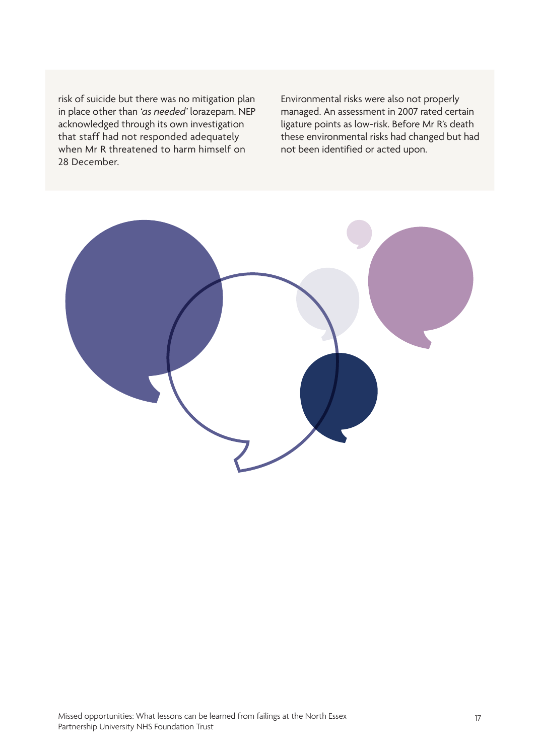risk of suicide but there was no mitigation plan in place other than *'as needed'* lorazepam. NEP acknowledged through its own investigation that staff had not responded adequately when Mr R threatened to harm himself on 28 December.

Environmental risks were also not properly managed. An assessment in 2007 rated certain ligature points as low-risk. Before Mr R's death these environmental risks had changed but had not been identified or acted upon.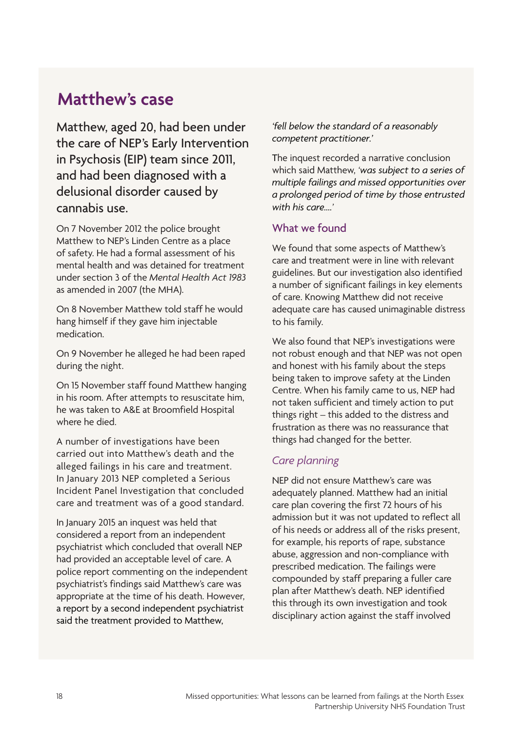## Matthew's case

Matthew, aged 20, had been under the care of NEP's Early Intervention in Psychosis (EIP) team since 2011, and had been diagnosed with a delusional disorder caused by cannabis use.

On 7 November 2012 the police brought Matthew to NEP's Linden Centre as a place of safety. He had a formal assessment of his mental health and was detained for treatment under section 3 of the *Mental Health Act 1983* as amended in 2007 (the MHA).

On 8 November Matthew told staff he would hang himself if they gave him injectable medication.

On 9 November he alleged he had been raped during the night.

On 15 November staff found Matthew hanging in his room. After attempts to resuscitate him, he was taken to A&E at Broomfield Hospital where he died.

A number of investigations have been carried out into Matthew's death and the alleged failings in his care and treatment. In January 2013 NEP completed a Serious Incident Panel Investigation that concluded care and treatment was of a good standard.

In January 2015 an inquest was held that considered a report from an independent psychiatrist which concluded that overall NEP had provided an acceptable level of care. A police report commenting on the independent psychiatrist's findings said Matthew's care was appropriate at the time of his death. However, a report by a second independent psychiatrist said the treatment provided to Matthew, *'fell below the standard of a reasonably competent practitioner.'*

The inquest recorded a narrative conclusion which said Matthew, *'was subject to a series of multiple failings and missed opportunities over a prolonged period of time by those entrusted with his care....'*

### What we found

We found that some aspects of Matthew's care and treatment were in line with relevant guidelines. But our investigation also identified a number of significant failings in key elements of care. Knowing Matthew did not receive adequate care has caused unimaginable distress to his family.

We also found that NEP's investigations were not robust enough and that NEP was not open and honest with his family about the steps being taken to improve safety at the Linden Centre. When his family came to us, NEP had not taken sufficient and timely action to put things right – this added to the distress and frustration as there was no reassurance that things had changed for the better.

#### *Care planning*

NEP did not ensure Matthew's care was adequately planned. Matthew had an initial care plan covering the first 72 hours of his admission but it was not updated to reflect all of his needs or address all of the risks present, for example, his reports of rape, substance abuse, aggression and non-compliance with prescribed medication. The failings were compounded by staff preparing a fuller care plan after Matthew's death. NEP identified this through its own investigation and took disciplinary action against the staff involved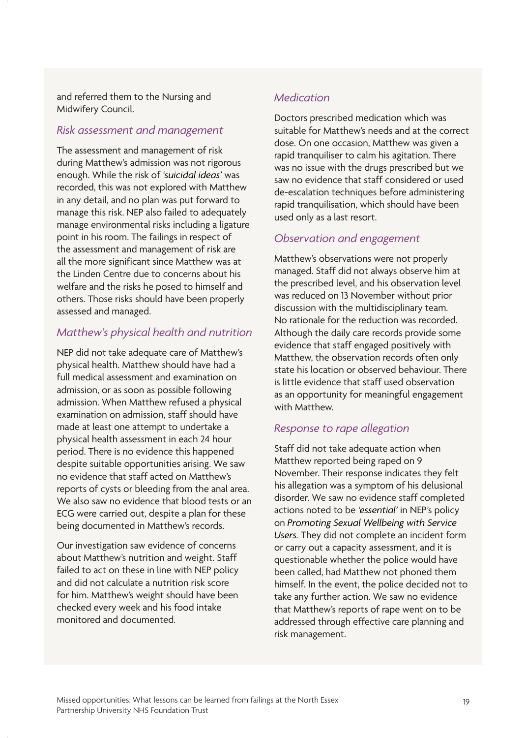and referred them to the Nursing and Midwifery Council.

### *Risk assessment and management*

The assessment and management of risk during Matthew's admission was not rigorous enough. While the risk of *'suicidal ideas'* was recorded, this was not explored with Matthew in any detail, and no plan was put forward to manage this risk. NEP also failed to adequately manage environmental risks including a ligature point in his room. The failings in respect of the assessment and management of risk are all the more significant since Matthew was at the Linden Centre due to concerns about his welfare and the risks he posed to himself and others. Those risks should have been properly assessed and managed.

### *Matthew's physical health and nutrition*

NEP did not take adequate care of Matthew's physical health. Matthew should have had a full medical assessment and examination on admission, or as soon as possible following admission. When Matthew refused a physical examination on admission, staff should have made at least one attempt to undertake a physical health assessment in each 24 hour period. There is no evidence this happened despite suitable opportunities arising. We saw no evidence that staff acted on Matthew's reports of cysts or bleeding from the anal area. We also saw no evidence that blood tests or an ECG were carried out, despite a plan for these being documented in Matthew's records.

Our investigation saw evidence of concerns about Matthew's nutrition and weight. Staff failed to act on these in line with NEP policy and did not calculate a nutrition risk score for him. Matthew's weight should have been checked every week and his food intake monitored and documented.

### *Medication*

Doctors prescribed medication which was suitable for Matthew's needs and at the correct dose. On one occasion, Matthew was given a rapid tranquiliser to calm his agitation. There was no issue with the drugs prescribed but we saw no evidence that staff considered or used de-escalation techniques before administering rapid tranquilisation, which should have been used only as a last resort.

### *Observation and engagement*

Matthew's observations were not properly managed. Staff did not always observe him at the prescribed level, and his observation level was reduced on 13 November without prior discussion with the multidisciplinary team. No rationale for the reduction was recorded. Although the daily care records provide some evidence that staff engaged positively with Matthew, the observation records often only state his location or observed behaviour. There is little evidence that staff used observation as an opportunity for meaningful engagement with Matthew.

### *Response to rape allegation*

Staff did not take adequate action when Matthew reported being raped on 9 November. Their response indicates they felt his allegation was a symptom of his delusional disorder. We saw no evidence staff completed actions noted to be *'essential'* in NEP's policy on *Promoting Sexual Wellbeing with Service Users*. They did not complete an incident form or carry out a capacity assessment, and it is questionable whether the police would have been called, had Matthew not phoned them himself. In the event, the police decided not to take any further action. We saw no evidence that Matthew's reports of rape went on to be addressed through effective care planning and risk management.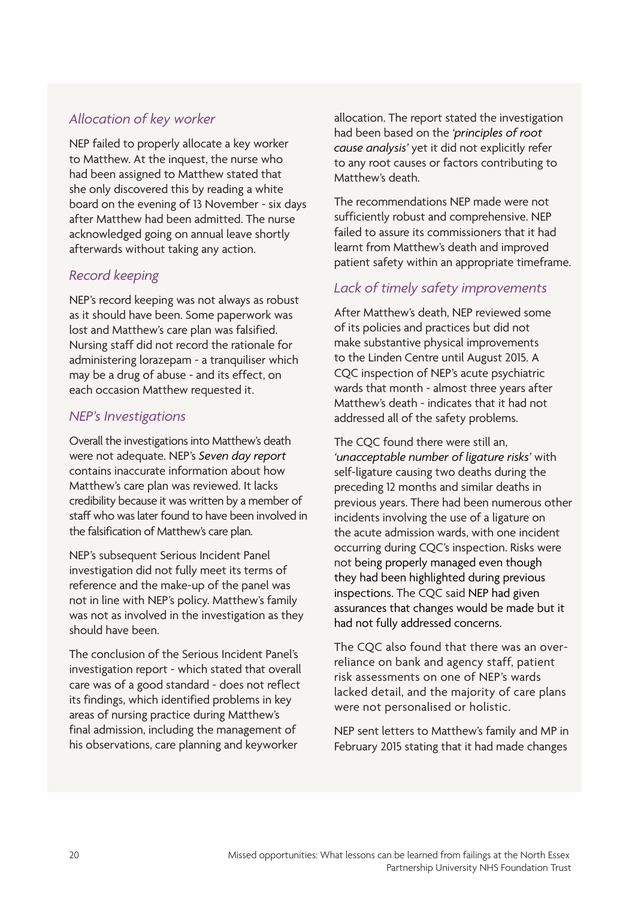### *Allocation of key worker*

NEP failed to properly allocate a key worker to Matthew. At the inquest, the nurse who had been assigned to Matthew stated that she only discovered this by reading a white board on the evening of 13 November - six days after Matthew had been admitted. The nurse acknowledged going on annual leave shortly afterwards without taking any action.

### *Record keeping*

NEP's record keeping was not always as robust as it should have been. Some paperwork was lost and Matthew's care plan was falsified. Nursing staff did not record the rationale for administering lorazepam - a tranquiliser which may be a drug of abuse - and its effect, on each occasion Matthew requested it.

### *NEP's Investigations*

Overall the investigations into Matthew's death were not adequate. NEP's *Seven day report* contains inaccurate information about how Matthew's care plan was reviewed. It lacks credibility because it was written by a member of staff who was later found to have been involved in the falsification of Matthew's care plan.

NEP's subsequent Serious Incident Panel investigation did not fully meet its terms of reference and the make-up of the panel was not in line with NEP's policy. Matthew's family was not as involved in the investigation as they should have been.

The conclusion of the Serious Incident Panel's investigation report - which stated that overall care was of a good standard - does not reflect its findings, which identified problems in key areas of nursing practice during Matthew's final admission, including the management of his observations, care planning and keyworker allocation. The report stated the investigation had been based on the *'principles of root cause analysis'* yet it did not explicitly refer to any root causes or factors contributing to Matthew's death.

The recommendations NEP made were not sufficiently robust and comprehensive. NEP failed to assure its commissioners that it had learnt from Matthew's death and improved patient safety within an appropriate timeframe.

### *Lack of timely safety improvements*

After Matthew's death, NEP reviewed some of its policies and practices but did not make substantive physical improvements to the Linden Centre until August 2015. A CQC inspection of NEP's acute psychiatric wards that month - almost three years after Matthew's death - indicates that it had not addressed all of the safety problems.

The CQC found there were still an, *'unacceptable number of ligature risks'* with self-ligature causing two deaths during the preceding 12 months and similar deaths in previous years. There had been numerous other incidents involving the use of a ligature on the acute admission wards, with one incident occurring during CQC's inspection. Risks were not being properly managed even though they had been highlighted during previous inspections. The CQC said NEP had given assurances that changes would be made but it had not fully addressed concerns.

The CQC also found that there was an over-reliance on bank and agency staff, patient risk assessments on one of NEP's wards lacked detail, and the majority of care plans were not personalised or holistic.

NEP sent letters to Matthew's family and MP in February 2015 stating that it had made changes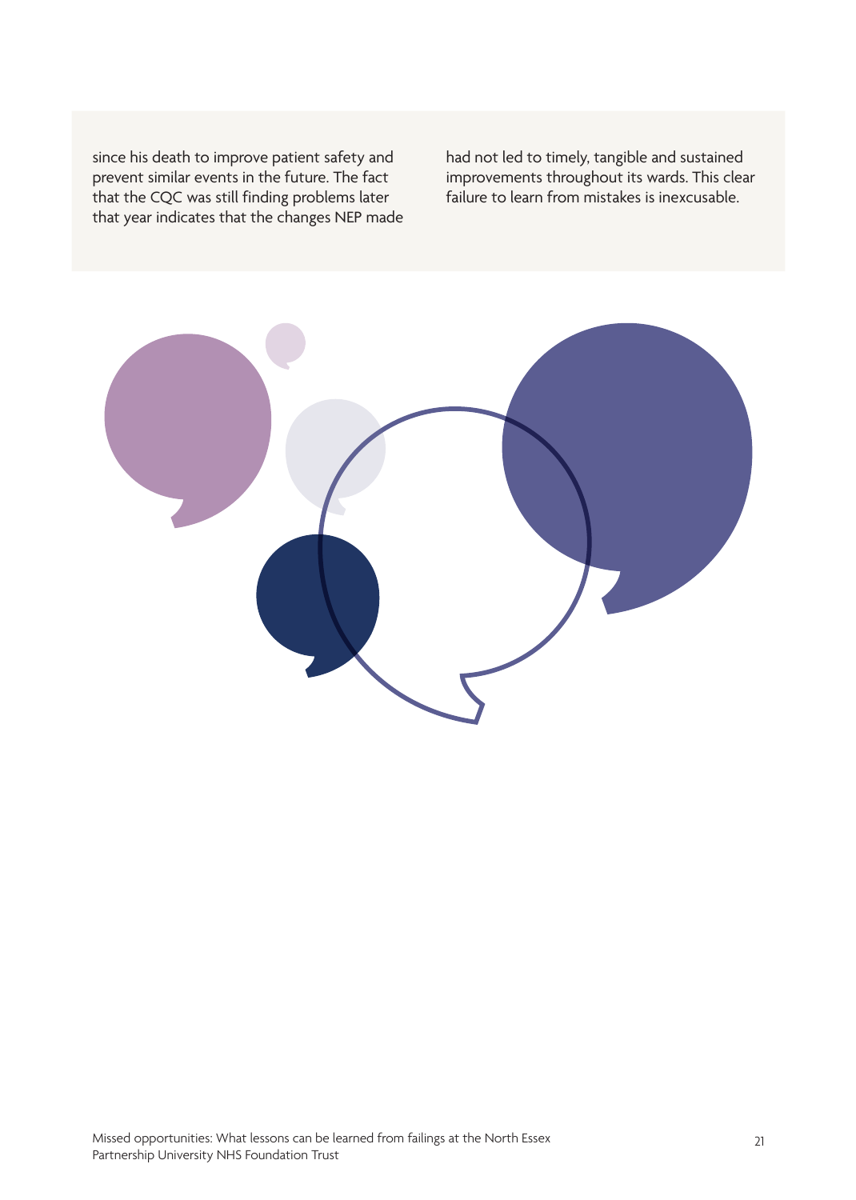since his death to improve patient safety and prevent similar events in the future. The fact that the CQC was still finding problems later that year indicates that the changes NEP made had not led to timely, tangible and sustained improvements throughout its wards. This clear failure to learn from mistakes is inexcusable.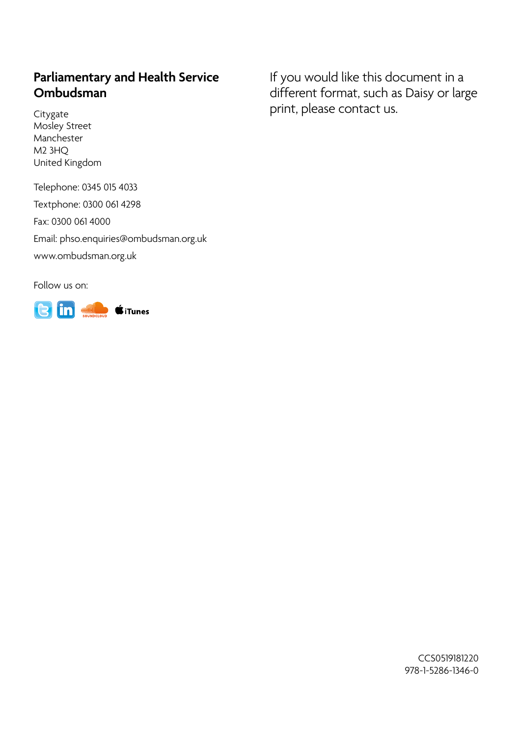**Parliamentary and Health Service Ombudsman**

Citygate
Mosley Street
Manchester
M2 3HQ
United Kingdom

Telephone: 0345 015 4033

Textphone: 0300 061 4298

Fax: 0300 061 4000

Email: phso.enquiries@ombudsman.org.uk

www.ombudsman.org.uk

Follow us on:

If you would like this document in a different format, such as Daisy or large print, please contact us.

CCS0519181220
978-1-5286-1346-0